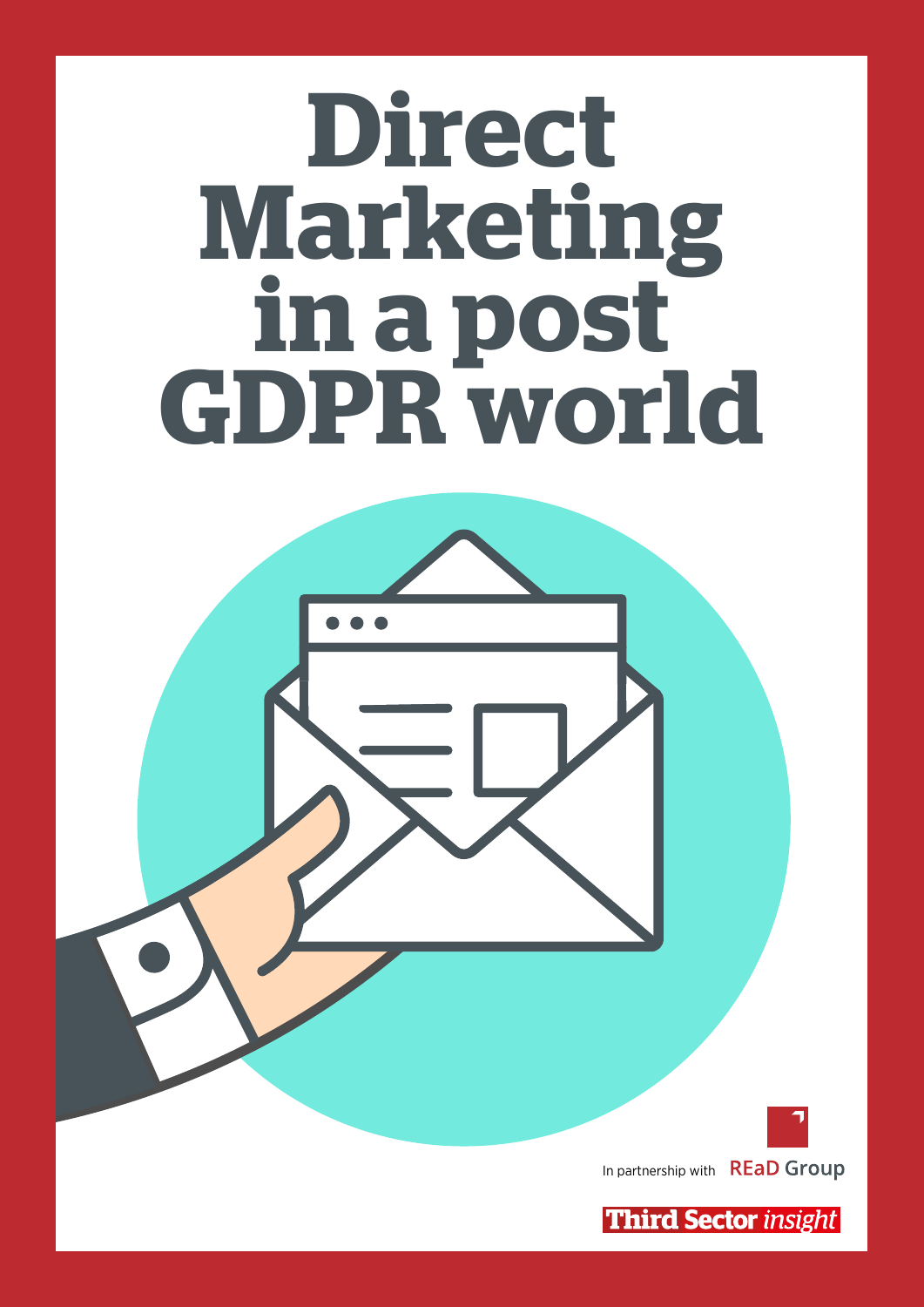# Direct Marketing in a post GDPR world

In partnership with REaD Group

Third Sector *insight*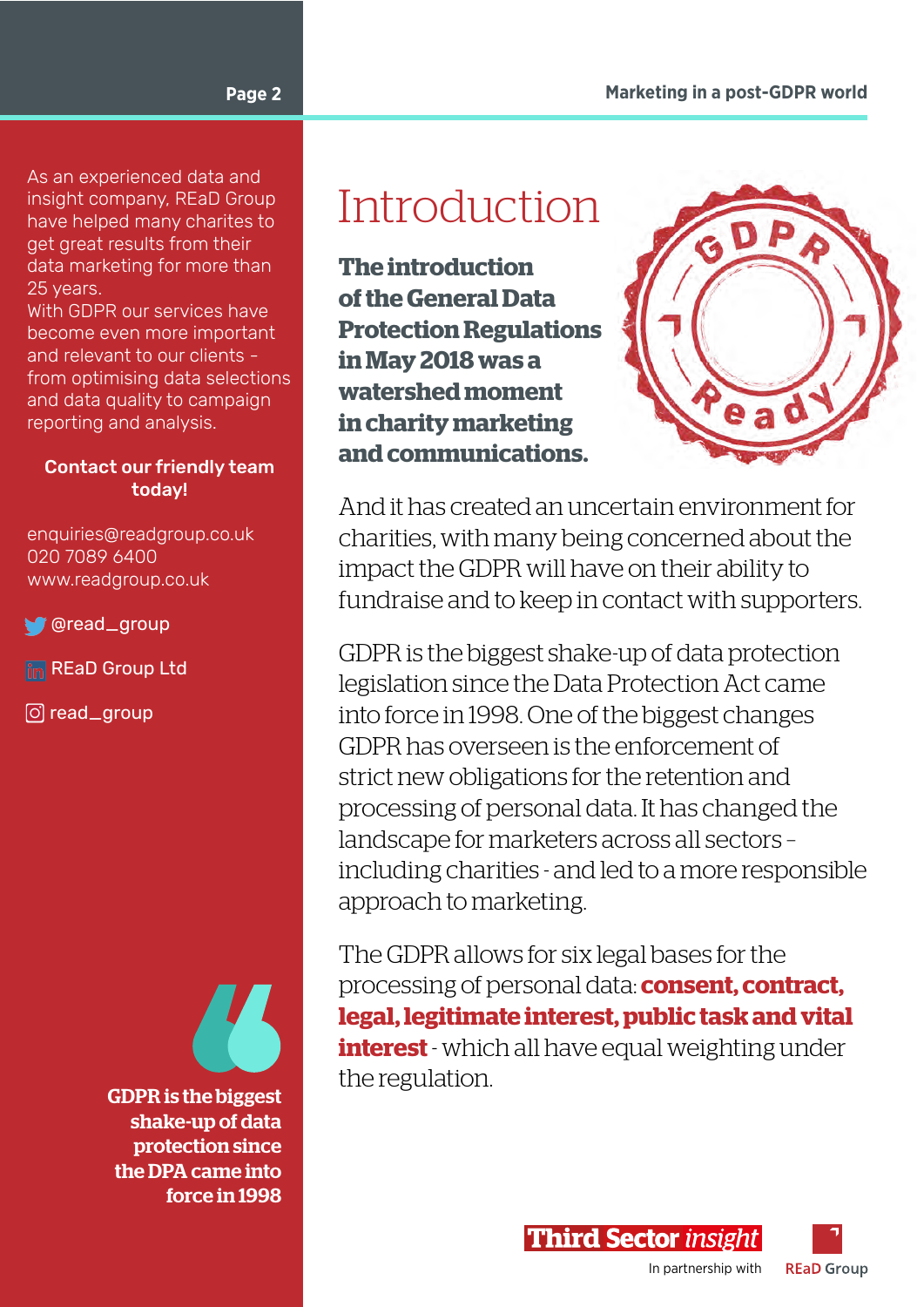# Introduction

**The introduction of the General Data Protection Regulations in May 2018 was a watershed moment in charity marketing and communications.**

And it has created an uncertain environment for charities, with many being concerned about the impact the GDPR will have on their ability to fundraise and to keep in contact with supporters.

GDPR is the biggest shake-up of data protection legislation since the Data Protection Act came into force in 1998. One of the biggest changes GDPR has overseen is the enforcement of strict new obligations for the retention and processing of personal data. It has changed the landscape for marketers across all sectors – including charities - and led to a more responsible approach to marketing.

The GDPR allows for six legal bases for the processing of personal data: **consent, contract, legal, legitimate interest, public task and vital interest** - which all have equal weighting under the regulation.

> **GDPR is the biggest shake-up of data protection since the DPA came into force in 1998**

As an experienced data and insight company, REaD Group have helped many charites to get great results from their data marketing for more than 25 years.
With GDPR our services have become even more important and relevant to our clients – from optimising data selections and data quality to campaign reporting and analysis.

**Contact our friendly team today!**

enquiries@readgroup.co.uk
020 7089 6400
www.readgroup.co.uk

@read_group

REaD Group Ltd

read_group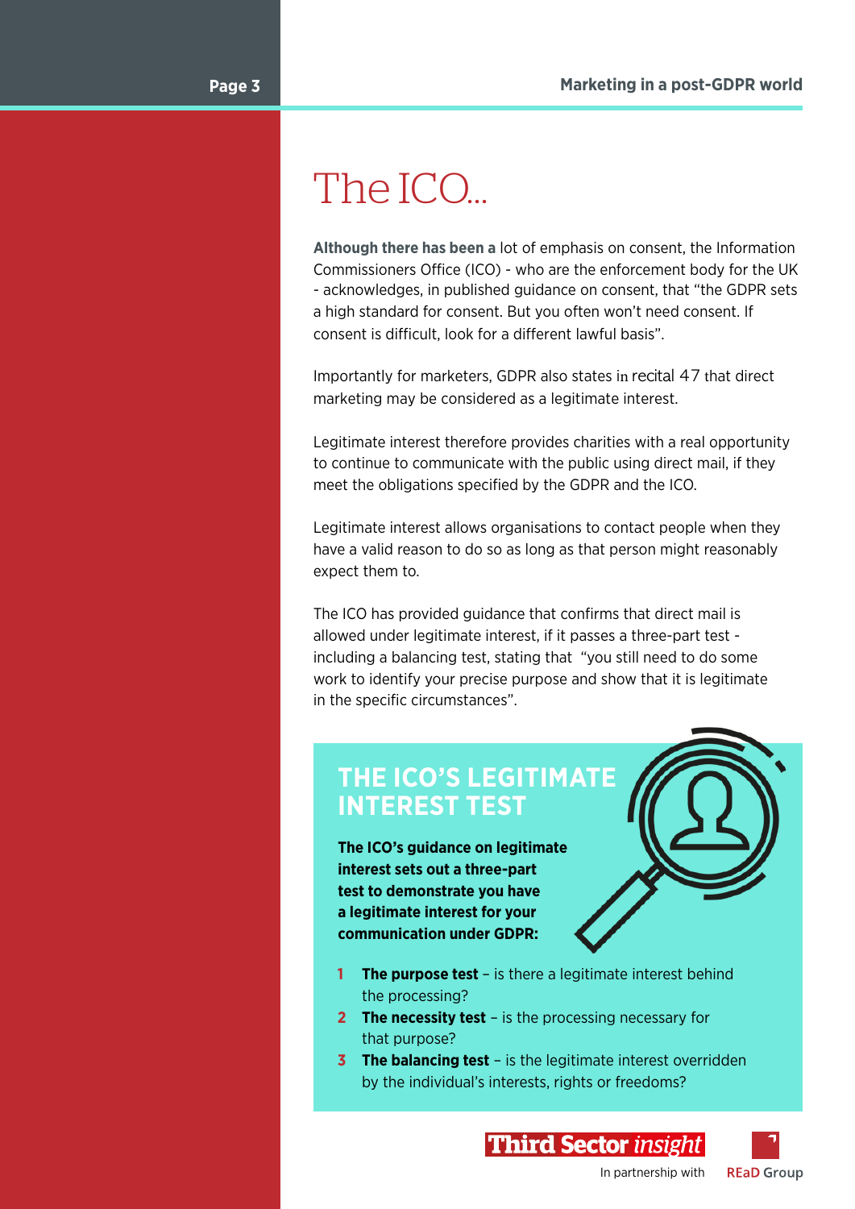# The ICO...

**Although there has been a** lot of emphasis on consent, the Information Commissioners Office (ICO) - who are the enforcement body for the UK - acknowledges, in published guidance on consent, that "the GDPR sets a high standard for consent. But you often won't need consent. If consent is difficult, look for a different lawful basis".

Importantly for marketers, GDPR also states in recital 47 that direct marketing may be considered as a legitimate interest.

Legitimate interest therefore provides charities with a real opportunity to continue to communicate with the public using direct mail, if they meet the obligations specified by the GDPR and the ICO.

Legitimate interest allows organisations to contact people when they have a valid reason to do so as long as that person might reasonably expect them to.

The ICO has provided guidance that confirms that direct mail is allowed under legitimate interest, if it passes a three-part test - including a balancing test, stating that "you still need to do some work to identify your precise purpose and show that it is legitimate in the specific circumstances".

## THE ICO'S LEGITIMATE INTEREST TEST

**The ICO's guidance on legitimate interest sets out a three-part test to demonstrate you have a legitimate interest for your communication under GDPR:**

1. **The purpose test** – is there a legitimate interest behind the processing?
2. **The necessity test** – is the processing necessary for that purpose?
3. **The balancing test** – is the legitimate interest overridden by the individual's interests, rights or freedoms?

Third Sector insight

In partnership with REaD Group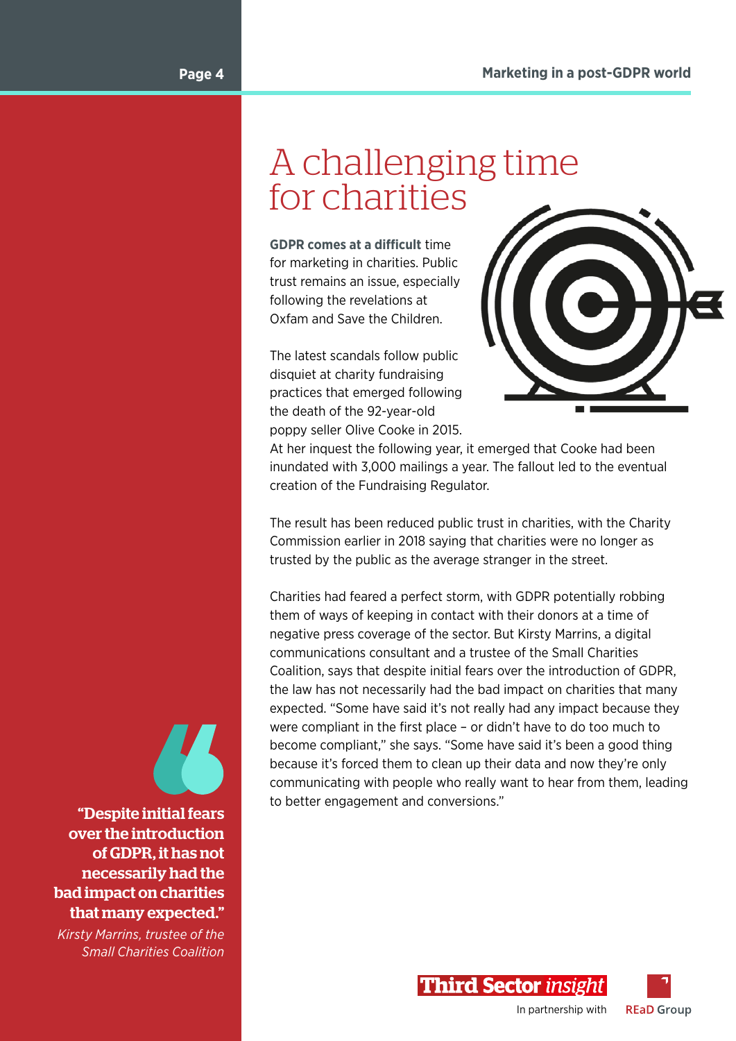# A challenging time for charities

**GDPR comes at a difficult** time for marketing in charities. Public trust remains an issue, especially following the revelations at Oxfam and Save the Children.

The latest scandals follow public disquiet at charity fundraising practices that emerged following the death of the 92-year-old poppy seller Olive Cooke in 2015. At her inquest the following year, it emerged that Cooke had been inundated with 3,000 mailings a year. The fallout led to the eventual creation of the Fundraising Regulator.

The result has been reduced public trust in charities, with the Charity Commission earlier in 2018 saying that charities were no longer as trusted by the public as the average stranger in the street.

Charities had feared a perfect storm, with GDPR potentially robbing them of ways of keeping in contact with their donors at a time of negative press coverage of the sector. But Kirsty Marrins, a digital communications consultant and a trustee of the Small Charities Coalition, says that despite initial fears over the introduction of GDPR, the law has not necessarily had the bad impact on charities that many expected. "Some have said it's not really had any impact because they were compliant in the first place – or didn't have to do too much to become compliant," she says. "Some have said it's been a good thing because it's forced them to clean up their data and now they're only communicating with people who really want to hear from them, leading to better engagement and conversions."

> **"Despite initial fears over the introduction of GDPR, it has not necessarily had the bad impact on charities that many expected."**
>
> *Kirsty Marrins, trustee of the Small Charities Coalition*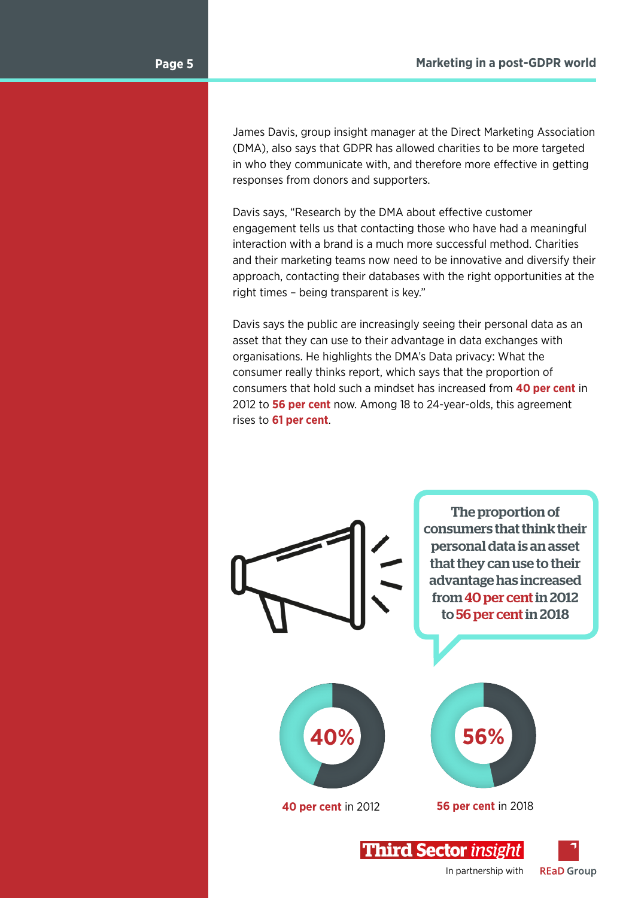James Davis, group insight manager at the Direct Marketing Association (DMA), also says that GDPR has allowed charities to be more targeted in who they communicate with, and therefore more effective in getting responses from donors and supporters.

Davis says, "Research by the DMA about effective customer engagement tells us that contacting those who have had a meaningful interaction with a brand is a much more successful method. Charities and their marketing teams now need to be innovative and diversify their approach, contacting their databases with the right opportunities at the right times – being transparent is key."

Davis says the public are increasingly seeing their personal data as an asset that they can use to their advantage in data exchanges with organisations. He highlights the DMA's Data privacy: What the consumer really thinks report, which says that the proportion of consumers that hold such a mindset has increased from **40 per cent** in 2012 to **56 per cent** now. Among 18 to 24-year-olds, this agreement rises to **61 per cent**.

**The proportion of consumers that think their personal data is an asset that they can use to their advantage has increased from 40 per cent in 2012 to 56 per cent in 2018**

40%

**40 per cent** in 2012

56%

**56 per cent** in 2018

Third Sector insight

In partnership with REaD Group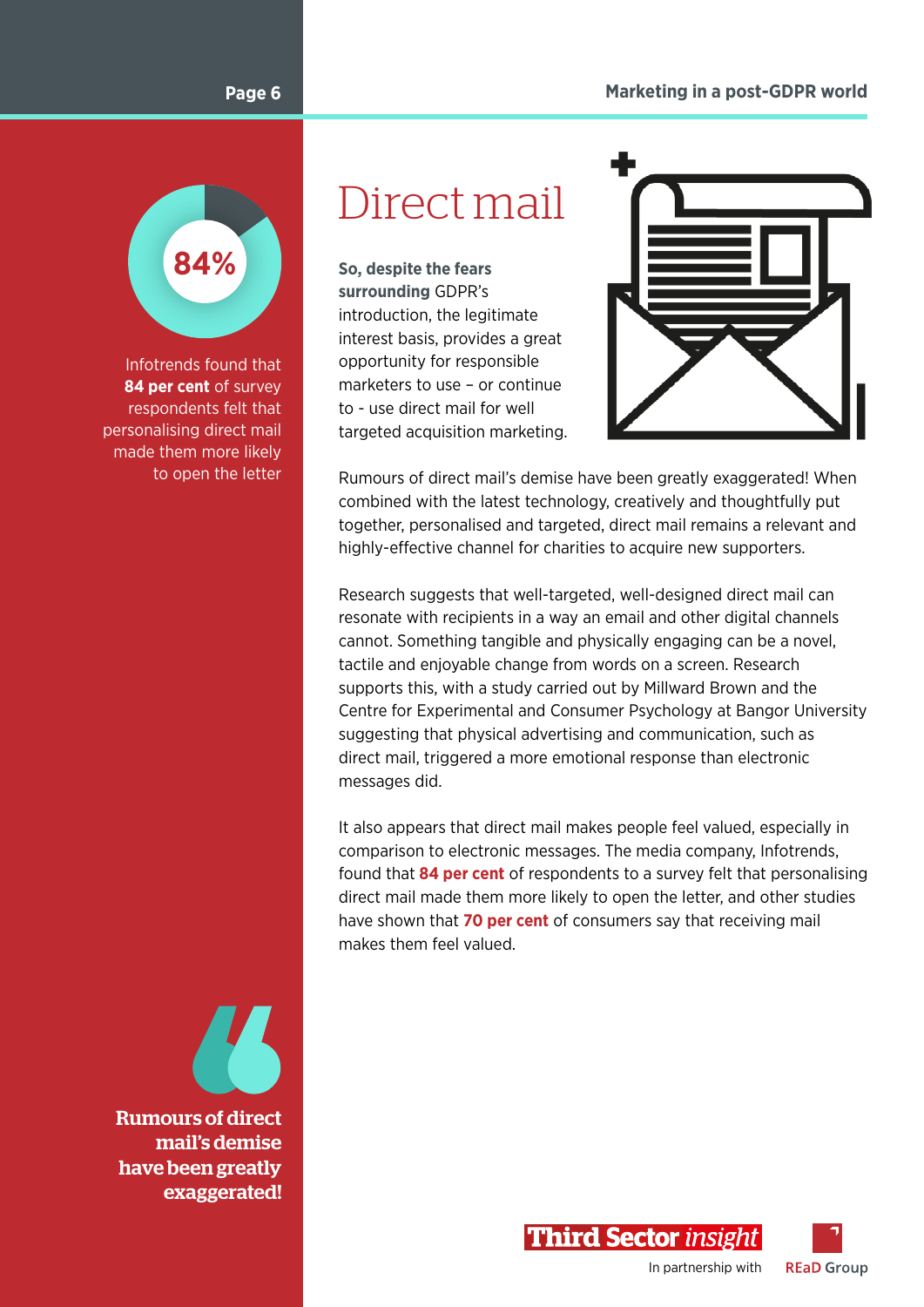# Direct mail

**So, despite the fears surrounding** GDPR's introduction, the legitimate interest basis, provides a great opportunity for responsible marketers to use – or continue to - use direct mail for well targeted acquisition marketing.

Rumours of direct mail's demise have been greatly exaggerated! When combined with the latest technology, creatively and thoughtfully put together, personalised and targeted, direct mail remains a relevant and highly-effective channel for charities to acquire new supporters.

Research suggests that well-targeted, well-designed direct mail can resonate with recipients in a way an email and other digital channels cannot. Something tangible and physically engaging can be a novel, tactile and enjoyable change from words on a screen. Research supports this, with a study carried out by Millward Brown and the Centre for Experimental and Consumer Psychology at Bangor University suggesting that physical advertising and communication, such as direct mail, triggered a more emotional response than electronic messages did.

It also appears that direct mail makes people feel valued, especially in comparison to electronic messages. The media company, Infotrends, found that **84 per cent** of respondents to a survey felt that personalising direct mail made them more likely to open the letter, and other studies have shown that **70 per cent** of consumers say that receiving mail makes them feel valued.

**84%**

Infotrends found that **84 per cent** of survey respondents felt that personalising direct mail made them more likely to open the letter

> **Rumours of direct mail's demise have been greatly exaggerated!**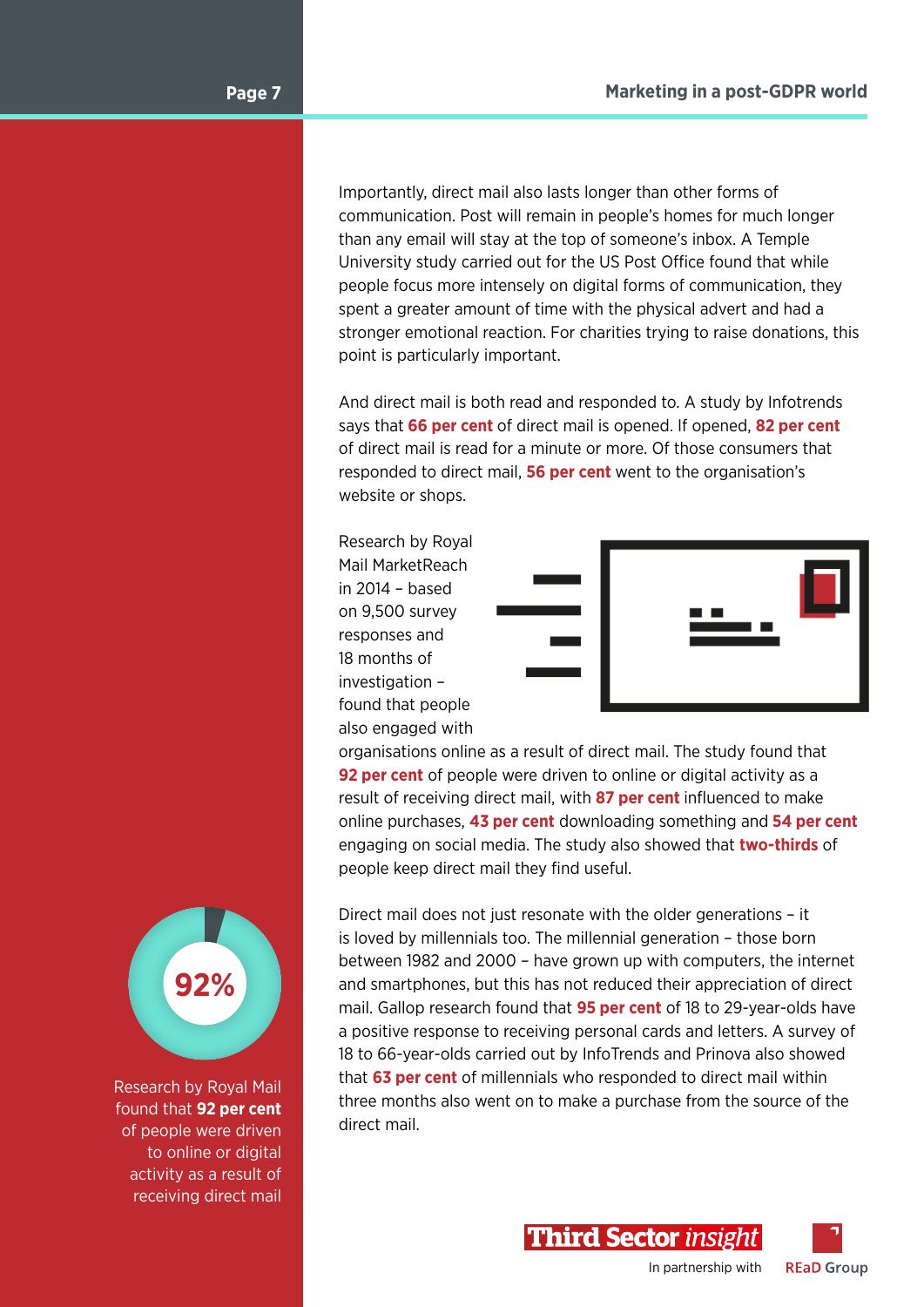Importantly, direct mail also lasts longer than other forms of communication. Post will remain in people's homes for much longer than any email will stay at the top of someone's inbox. A Temple University study carried out for the US Post Office found that while people focus more intensely on digital forms of communication, they spent a greater amount of time with the physical advert and had a stronger emotional reaction. For charities trying to raise donations, this point is particularly important.

And direct mail is both read and responded to. A study by Infotrends says that **66 per cent** of direct mail is opened. If opened, **82 per cent** of direct mail is read for a minute or more. Of those consumers that responded to direct mail, **56 per cent** went to the organisation's website or shops.

Research by Royal Mail MarketReach in 2014 – based on 9,500 survey responses and 18 months of investigation – found that people also engaged with organisations online as a result of direct mail. The study found that **92 per cent** of people were driven to online or digital activity as a result of receiving direct mail, with **87 per cent** influenced to make online purchases, **43 per cent** downloading something and **54 per cent** engaging on social media. The study also showed that **two-thirds** of people keep direct mail they find useful.

Direct mail does not just resonate with the older generations – it is loved by millennials too. The millennial generation – those born between 1982 and 2000 – have grown up with computers, the internet and smartphones, but this has not reduced their appreciation of direct mail. Gallop research found that **95 per cent** of 18 to 29-year-olds have a positive response to receiving personal cards and letters. A survey of 18 to 66-year-olds carried out by InfoTrends and Prinova also showed that **63 per cent** of millennials who responded to direct mail within three months also went on to make a purchase from the source of the direct mail.

**92%**

Research by Royal Mail found that **92 per cent** of people were driven to online or digital activity as a result of receiving direct mail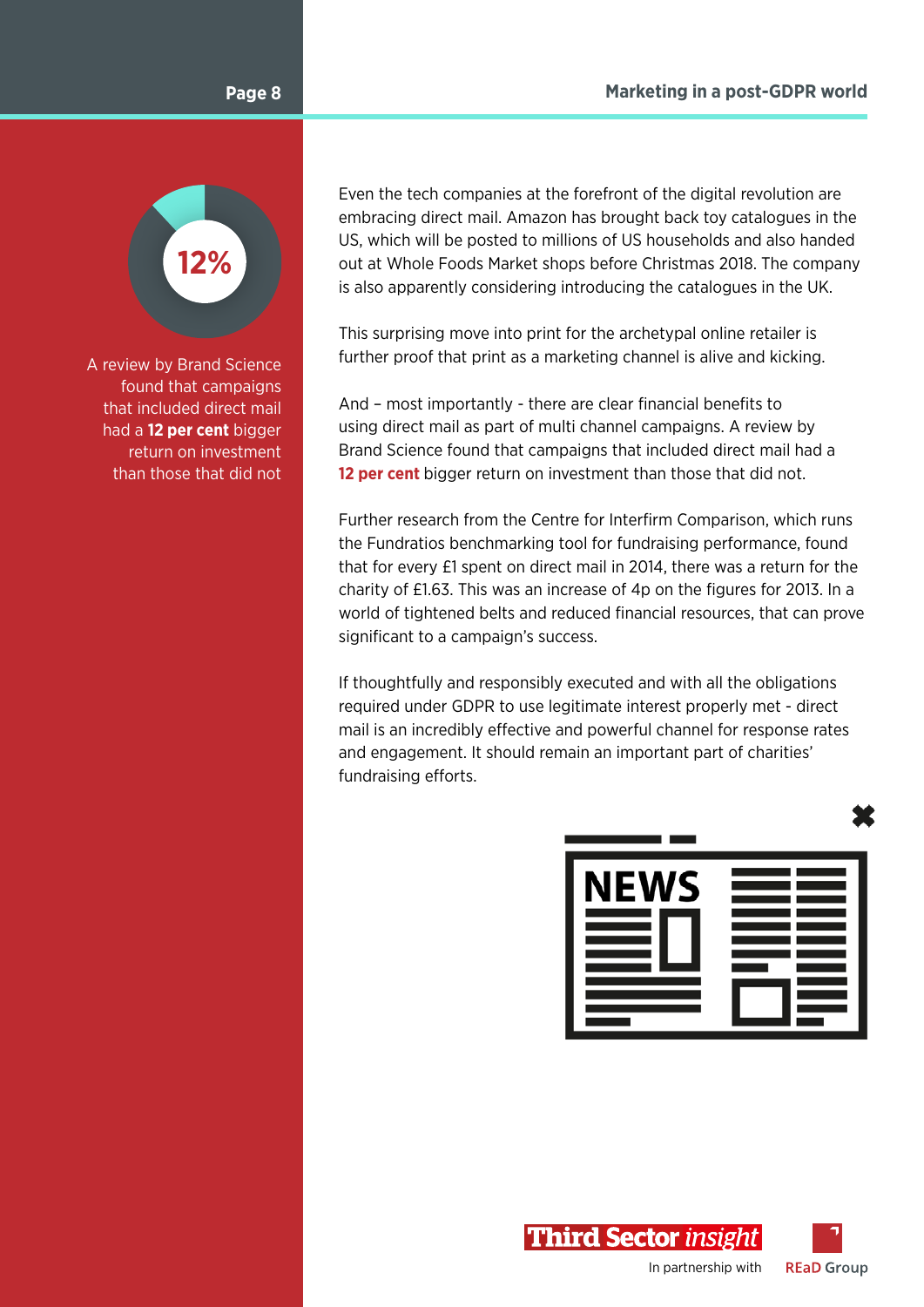12%

A review by Brand Science found that campaigns that included direct mail had a **12 per cent** bigger return on investment than those that did not

Even the tech companies at the forefront of the digital revolution are embracing direct mail. Amazon has brought back toy catalogues in the US, which will be posted to millions of US households and also handed out at Whole Foods Market shops before Christmas 2018. The company is also apparently considering introducing the catalogues in the UK.

This surprising move into print for the archetypal online retailer is further proof that print as a marketing channel is alive and kicking.

And – most importantly - there are clear financial benefits to using direct mail as part of multi channel campaigns. A review by Brand Science found that campaigns that included direct mail had a **12 per cent** bigger return on investment than those that did not.

Further research from the Centre for Interfirm Comparison, which runs the Fundratios benchmarking tool for fundraising performance, found that for every £1 spent on direct mail in 2014, there was a return for the charity of £1.63. This was an increase of 4p on the figures for 2013. In a world of tightened belts and reduced financial resources, that can prove significant to a campaign's success.

If thoughtfully and responsibly executed and with all the obligations required under GDPR to use legitimate interest properly met - direct mail is an incredibly effective and powerful channel for response rates and engagement. It should remain an important part of charities' fundraising efforts.

NEWS

Third Sector insight

In partnership with REaD Group